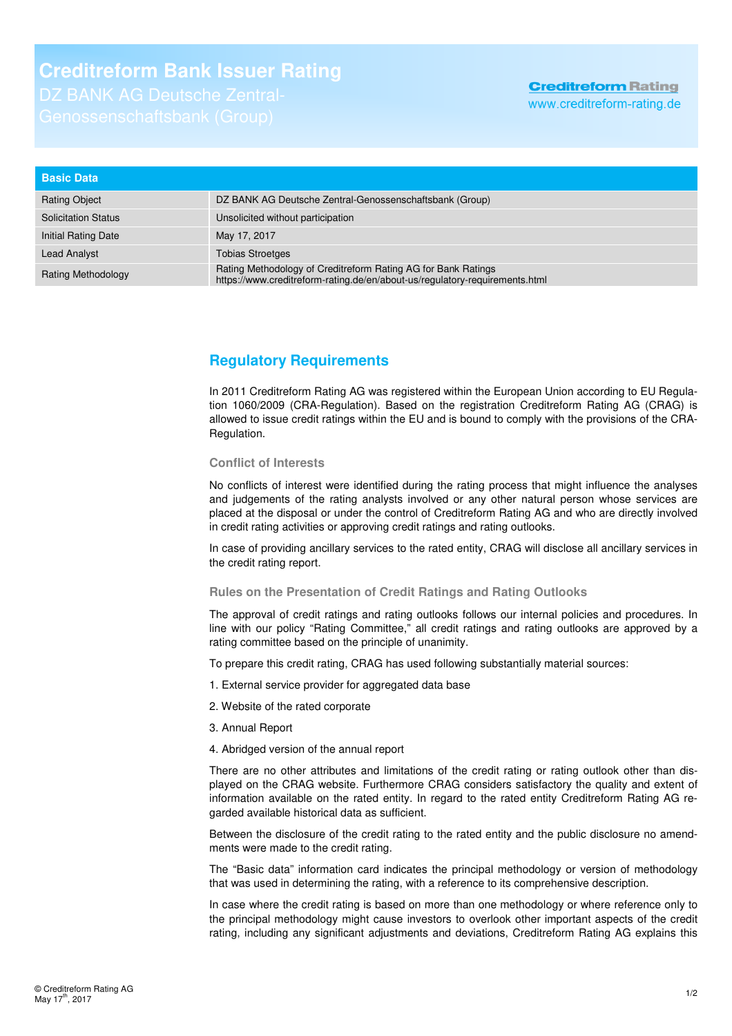# Creditreform Bank Issuer Rating

DZ BANK AG Deutsche Zentral-Genossenschaftsbank (Group)

**Creditreform Rating**
www.creditreform-rating.de

| Basic Data | |
|---|---|
| Rating Object | DZ BANK AG Deutsche Zentral-Genossenschaftsbank (Group) |
| Solicitation Status | Unsolicited without participation |
| Initial Rating Date | May 17, 2017 |
| Lead Analyst | Tobias Stroetges |
| Rating Methodology | Rating Methodology of Creditreform Rating AG for Bank Ratings https://www.creditreform-rating.de/en/about-us/regulatory-requirements.html |

## Regulatory Requirements

In 2011 Creditreform Rating AG was registered within the European Union according to EU Regulation 1060/2009 (CRA-Regulation). Based on the registration Creditreform Rating AG (CRAG) is allowed to issue credit ratings within the EU and is bound to comply with the provisions of the CRA-Regulation.

### Conflict of Interests

No conflicts of interest were identified during the rating process that might influence the analyses and judgements of the rating analysts involved or any other natural person whose services are placed at the disposal or under the control of Creditreform Rating AG and who are directly involved in credit rating activities or approving credit ratings and rating outlooks.

In case of providing ancillary services to the rated entity, CRAG will disclose all ancillary services in the credit rating report.

### Rules on the Presentation of Credit Ratings and Rating Outlooks

The approval of credit ratings and rating outlooks follows our internal policies and procedures. In line with our policy "Rating Committee," all credit ratings and rating outlooks are approved by a rating committee based on the principle of unanimity.

To prepare this credit rating, CRAG has used following substantially material sources:

1. External service provider for aggregated data base
2. Website of the rated corporate
3. Annual Report
4. Abridged version of the annual report

There are no other attributes and limitations of the credit rating or rating outlook other than displayed on the CRAG website. Furthermore CRAG considers satisfactory the quality and extent of information available on the rated entity. In regard to the rated entity Creditreform Rating AG regarded available historical data as sufficient.

Between the disclosure of the credit rating to the rated entity and the public disclosure no amendments were made to the credit rating.

The "Basic data" information card indicates the principal methodology or version of methodology that was used in determining the rating, with a reference to its comprehensive description.

In case where the credit rating is based on more than one methodology or where reference only to the principal methodology might cause investors to overlook other important aspects of the credit rating, including any significant adjustments and deviations, Creditreform Rating AG explains this

© Creditreform Rating AG
May 17th, 2017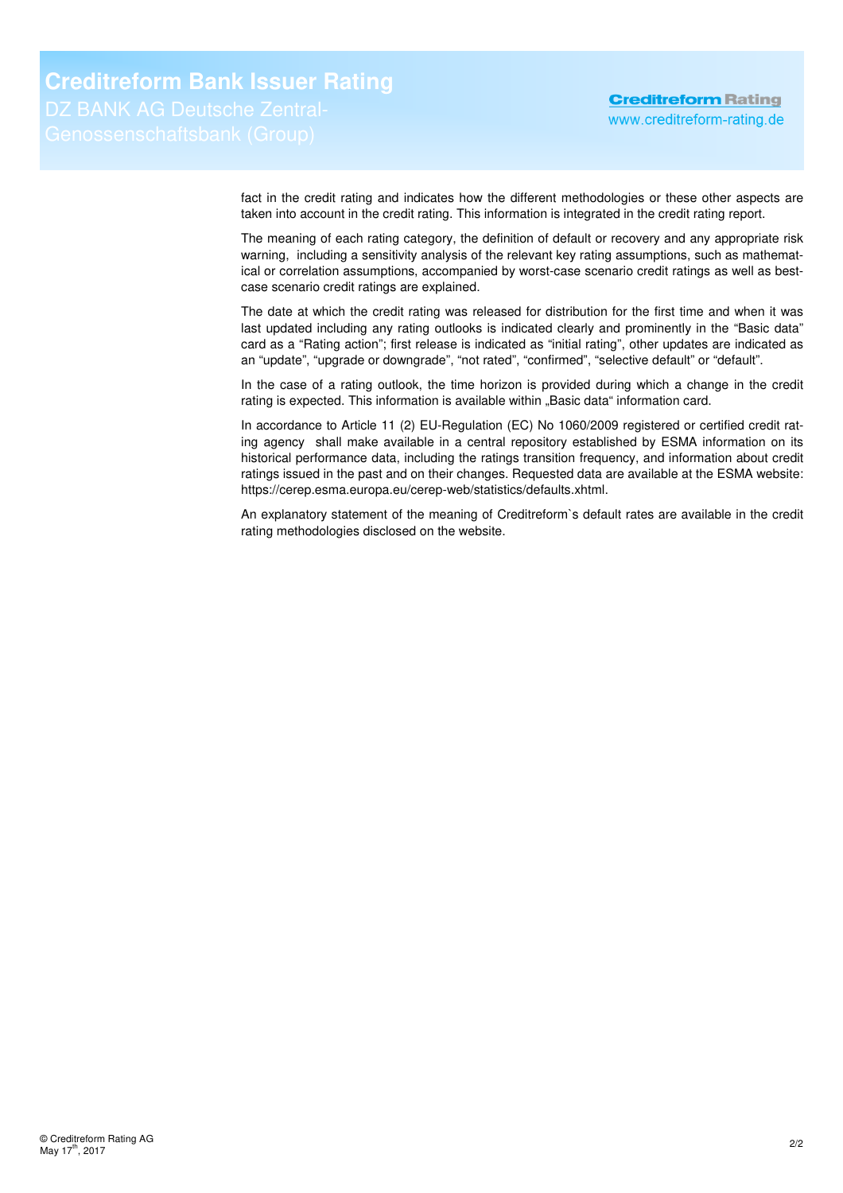fact in the credit rating and indicates how the different methodologies or these other aspects are taken into account in the credit rating. This information is integrated in the credit rating report.

The meaning of each rating category, the definition of default or recovery and any appropriate risk warning, including a sensitivity analysis of the relevant key rating assumptions, such as mathematical or correlation assumptions, accompanied by worst-case scenario credit ratings as well as best-case scenario credit ratings are explained.

The date at which the credit rating was released for distribution for the first time and when it was last updated including any rating outlooks is indicated clearly and prominently in the "Basic data" card as a "Rating action"; first release is indicated as "initial rating", other updates are indicated as an "update", "upgrade or downgrade", "not rated", "confirmed", "selective default" or "default".

In the case of a rating outlook, the time horizon is provided during which a change in the credit rating is expected. This information is available within „Basic data" information card.

In accordance to Article 11 (2) EU-Regulation (EC) No 1060/2009 registered or certified credit rating agency shall make available in a central repository established by ESMA information on its historical performance data, including the ratings transition frequency, and information about credit ratings issued in the past and on their changes. Requested data are available at the ESMA website: https://cerep.esma.europa.eu/cerep-web/statistics/defaults.xhtml.

An explanatory statement of the meaning of Creditreform`s default rates are available in the credit rating methodologies disclosed on the website.